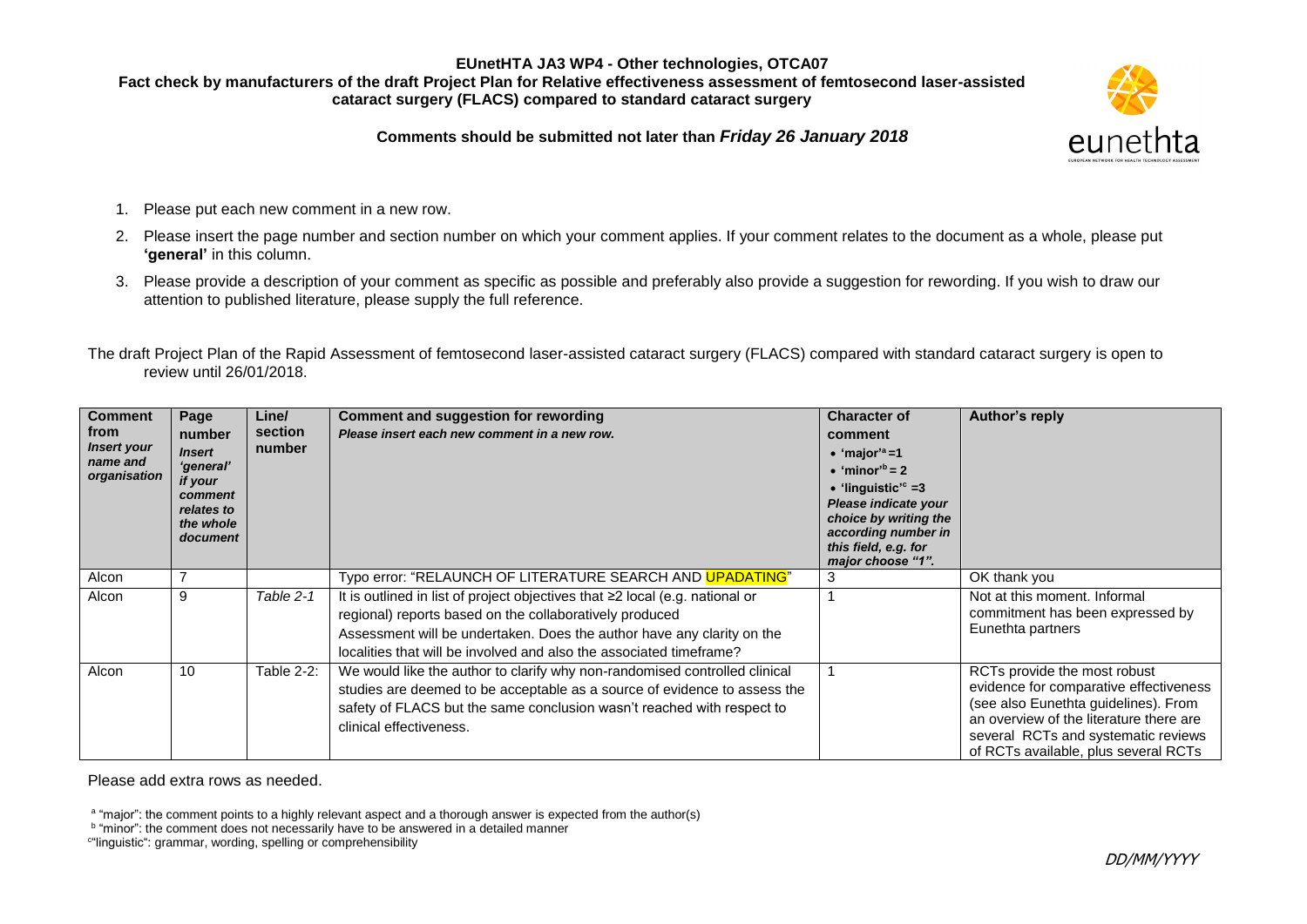**EUnetHTA JA3 WP4 - Other technologies, OTCA07**

**Fact check by manufacturers of the draft Project Plan for Relative effectiveness assessment of femtosecond laser-assisted cataract surgery (FLACS) compared to standard cataract surgery**

**Comments should be submitted not later than *Friday 26 January 2018***

1. Please put each new comment in a new row.
2. Please insert the page number and section number on which your comment applies. If your comment relates to the document as a whole, please put **'general'** in this column.
3. Please provide a description of your comment as specific as possible and preferably also provide a suggestion for rewording. If you wish to draw our attention to published literature, please supply the full reference.

The draft Project Plan of the Rapid Assessment of femtosecond laser-assisted cataract surgery (FLACS) compared with standard cataract surgery is open to review until 26/01/2018.

| **Comment from** ***Insert your name and organisation*** | **Page number** ***Insert 'general' if your comment relates to the whole document*** | **Line/ section number** | **Comment and suggestion for rewording** ***Please insert each new comment in a new row.*** | **Character of comment** • **'major'[a] =1** • **'minor'[b] = 2** • **'linguistic'[c] =3** ***Please indicate your choice by writing the according number in this field, e.g. for major choose "1".*** | **Author's reply** |
|---|---|---|---|---|---|
| Alcon | 7 | | Typo error: "RELAUNCH OF LITERATURE SEARCH AND UPADATING" | 3 | OK thank you |
| Alcon | 9 | *Table 2-1* | It is outlined in list of project objectives that ≥2 local (e.g. national or regional) reports based on the collaboratively produced Assessment will be undertaken. Does the author have any clarity on the localities that will be involved and also the associated timeframe? | 1 | Not at this moment. Informal commitment has been expressed by Eunethta partners |
| Alcon | 10 | Table 2-2: | We would like the author to clarify why non-randomised controlled clinical studies are deemed to be acceptable as a source of evidence to assess the safety of FLACS but the same conclusion wasn't reached with respect to clinical effectiveness. | 1 | RCTs provide the most robust evidence for comparative effectiveness (see also Eunethta guidelines). From an overview of the literature there are several RCTs and systematic reviews of RCTs available, plus several RCTs |

Please add extra rows as needed.

[a] "major": the comment points to a highly relevant aspect and a thorough answer is expected from the author(s)

[b] "minor": the comment does not necessarily have to be answered in a detailed manner

[c] "linguistic": grammar, wording, spelling or comprehensibility

DD/MM/YYYY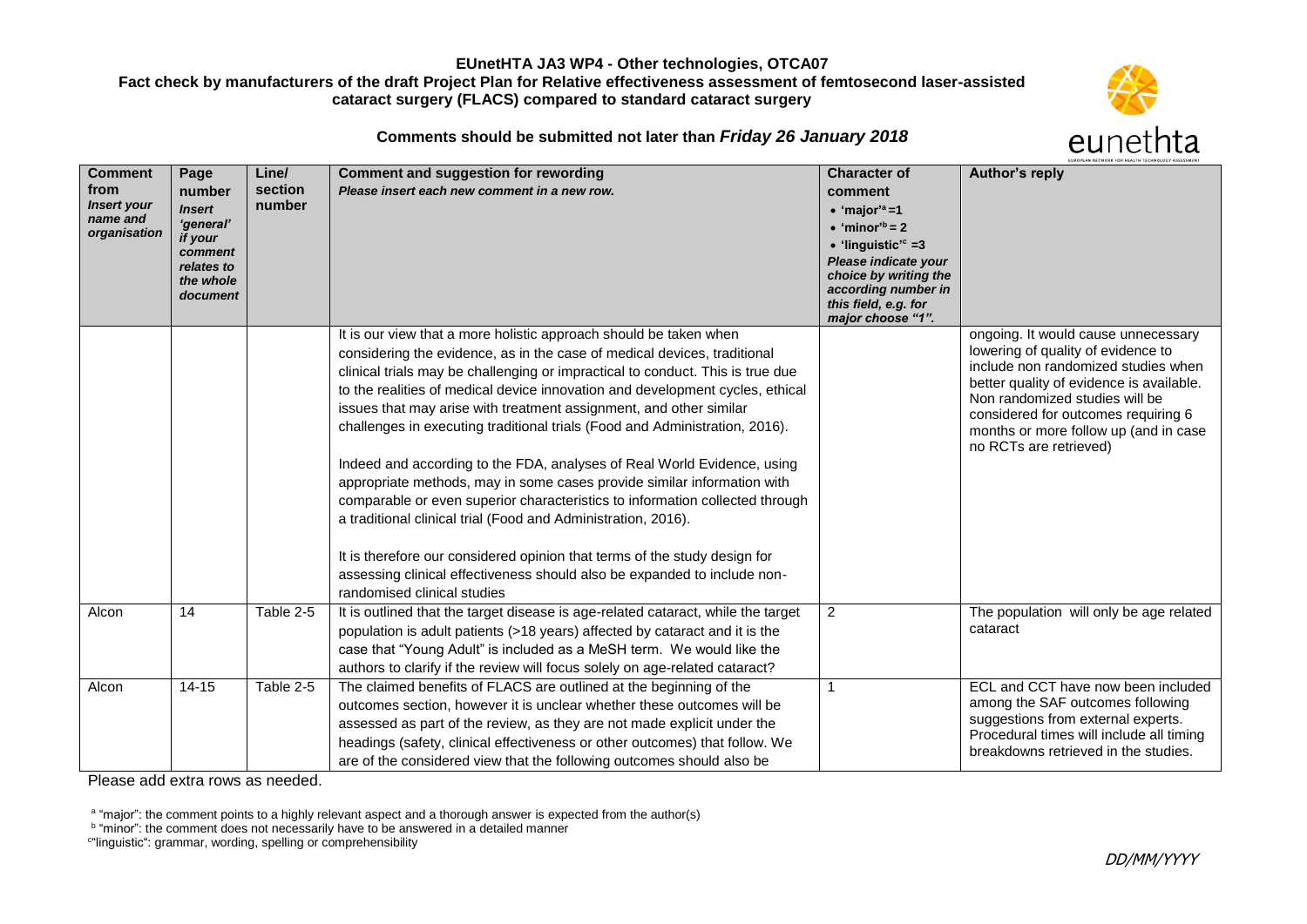**EUnetHTA JA3 WP4 - Other technologies, OTCA07**

**Fact check by manufacturers of the draft Project Plan for Relative effectiveness assessment of femtosecond laser-assisted cataract surgery (FLACS) compared to standard cataract surgery**

**Comments should be submitted not later than *Friday 26 January 2018***

| **Comment from** *Insert your name and organisation* | **Page number** *Insert 'general' if your comment relates to the whole document* | **Line/ section number** | **Comment and suggestion for rewording** *Please insert each new comment in a new row.* | **Character of comment** • 'major'[a] =1 • 'minor'[b] = 2 • 'linguistic'[c] =3 *Please indicate your choice by writing the according number in this field, e.g. for major choose "1".* | **Author's reply** |
|---|---|---|---|---|---|
| | | | It is our view that a more holistic approach should be taken when considering the evidence, as in the case of medical devices, traditional clinical trials may be challenging or impractical to conduct. This is true due to the realities of medical device innovation and development cycles, ethical issues that may arise with treatment assignment, and other similar challenges in executing traditional trials (Food and Administration, 2016). Indeed and according to the FDA, analyses of Real World Evidence, using appropriate methods, may in some cases provide similar information with comparable or even superior characteristics to information collected through a traditional clinical trial (Food and Administration, 2016). It is therefore our considered opinion that terms of the study design for assessing clinical effectiveness should also be expanded to include non-randomised clinical studies | | ongoing. It would cause unnecessary lowering of quality of evidence to include non randomized studies when better quality of evidence is available. Non randomized studies will be considered for outcomes requiring 6 months or more follow up (and in case no RCTs are retrieved) |
| Alcon | 14 | Table 2-5 | It is outlined that the target disease is age-related cataract, while the target population is adult patients (>18 years) affected by cataract and it is the case that "Young Adult" is included as a MeSH term. We would like the authors to clarify if the review will focus solely on age-related cataract? | 2 | The population will only be age related cataract |
| Alcon | 14-15 | Table 2-5 | The claimed benefits of FLACS are outlined at the beginning of the outcomes section, however it is unclear whether these outcomes will be assessed as part of the review, as they are not made explicit under the headings (safety, clinical effectiveness or other outcomes) that follow. We are of the considered view that the following outcomes should also be | 1 | ECL and CCT have now been included among the SAF outcomes following suggestions from external experts. Procedural times will include all timing breakdowns retrieved in the studies. |

Please add extra rows as needed.

[a] "major": the comment points to a highly relevant aspect and a thorough answer is expected from the author(s)
[b] "minor": the comment does not necessarily have to be answered in a detailed manner
[c] "linguistic": grammar, wording, spelling or comprehensibility

DD/MM/YYYY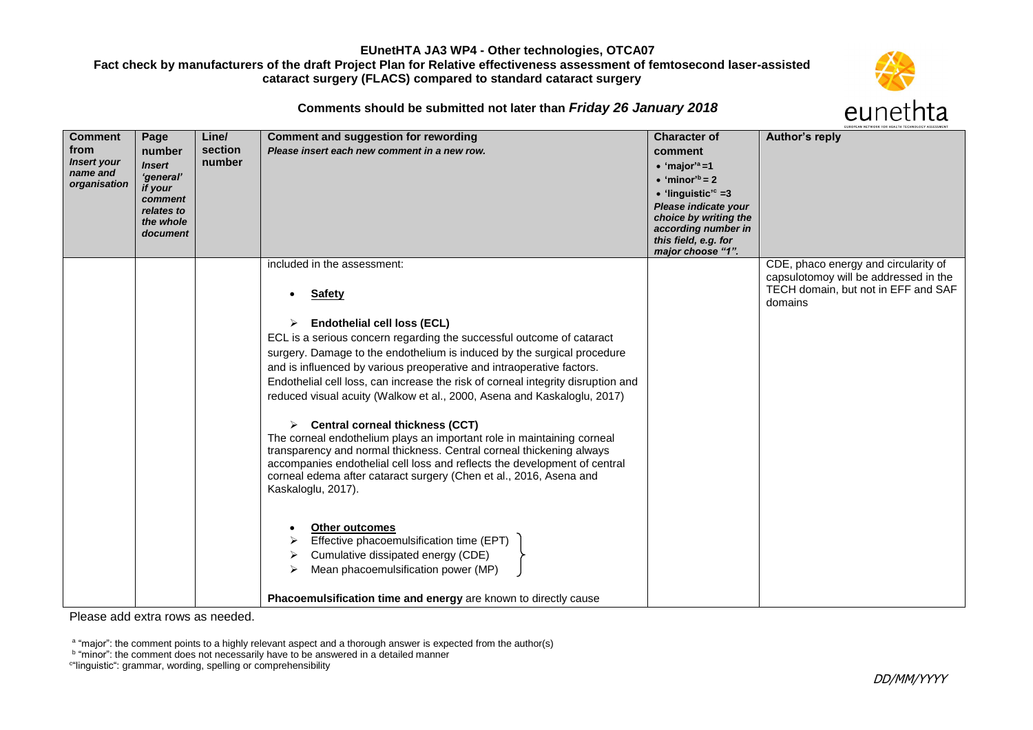**EUnetHTA JA3 WP4 - Other technologies, OTCA07**
**Fact check by manufacturers of the draft Project Plan for Relative effectiveness assessment of femtosecond laser-assisted cataract surgery (FLACS) compared to standard cataract surgery**

**Comments should be submitted not later than *Friday 26 January 2018***

| **Comment from** *Insert your name and organisation* | **Page number** *Insert 'general' if your comment relates to the whole document* | **Line/ section number** | **Comment and suggestion for rewording** *Please insert each new comment in a new row.* | **Character of comment** • 'major'[a] =1 • 'minor'[b] = 2 • 'linguistic'[c] =3 *Please indicate your choice by writing the according number in this field, e.g. for major choose "1".* | **Author's reply** |
|---|---|---|---|---|---|
| | | | included in the assessment:<br><br>• **Safety**<br><br>➢ **Endothelial cell loss (ECL)**<br>ECL is a serious concern regarding the successful outcome of cataract surgery. Damage to the endothelium is induced by the surgical procedure and is influenced by various preoperative and intraoperative factors. Endothelial cell loss, can increase the risk of corneal integrity disruption and reduced visual acuity (Walkow et al., 2000, Asena and Kaskaloglu, 2017)<br><br>➢ **Central corneal thickness (CCT)**<br>The corneal endothelium plays an important role in maintaining corneal transparency and normal thickness. Central corneal thickening always accompanies endothelial cell loss and reflects the development of central corneal edema after cataract surgery (Chen et al., 2016, Asena and Kaskaloglu, 2017).<br><br>• **Other outcomes**<br>➢ Effective phacoemulsification time (EPT)<br>➢ Cumulative dissipated energy (CDE)<br>➢ Mean phacoemulsification power (MP)<br><br>**Phacoemulsification time and energy** are known to directly cause | | CDE, phaco energy and circularity of capsulotomoy will be addressed in the TECH domain, but not in EFF and SAF domains |

Please add extra rows as needed.

[a] "major": the comment points to a highly relevant aspect and a thorough answer is expected from the author(s)
[b] "minor": the comment does not necessarily have to be answered in a detailed manner
[c] "linguistic": grammar, wording, spelling or comprehensibility

DD/MM/YYYY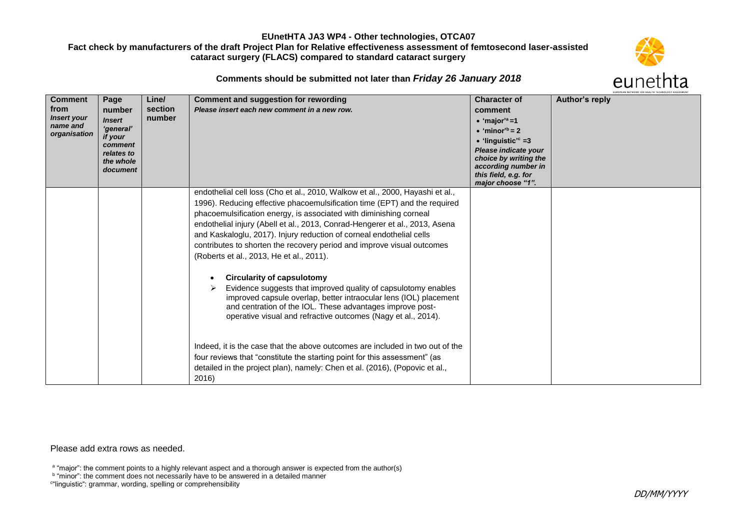**EUnetHTA JA3 WP4 - Other technologies, OTCA07**

**Fact check by manufacturers of the draft Project Plan for Relative effectiveness assessment of femtosecond laser-assisted cataract surgery (FLACS) compared to standard cataract surgery**

**Comments should be submitted not later than *Friday 26 January 2018***

| **Comment from** *Insert your name and organisation* | **Page number** *Insert 'general' if your comment relates to the whole document* | **Line/ section number** | **Comment and suggestion for rewording** *Please insert each new comment in a new row.* | **Character of comment** • 'major'[a] =1 • 'minor'[b] = 2 • 'linguistic'[c] =3 *Please indicate your choice by writing the according number in this field, e.g. for major choose "1".* | **Author's reply** |
|---|---|---|---|---|---|
| | | | endothelial cell loss (Cho et al., 2010, Walkow et al., 2000, Hayashi et al., 1996). Reducing effective phacoemulsification time (EPT) and the required phacoemulsification energy, is associated with diminishing corneal endothelial injury (Abell et al., 2013, Conrad-Hengerer et al., 2013, Asena and Kaskaloglu, 2017). Injury reduction of corneal endothelial cells contributes to shorten the recovery period and improve visual outcomes (Roberts et al., 2013, He et al., 2011).<br><br>• **Circularity of capsulotomy**<br>➢ Evidence suggests that improved quality of capsulotomy enables improved capsule overlap, better intraocular lens (IOL) placement and centration of the IOL. These advantages improve post-operative visual and refractive outcomes (Nagy et al., 2014).<br><br>Indeed, it is the case that the above outcomes are included in two out of the four reviews that "constitute the starting point for this assessment" (as detailed in the project plan), namely: Chen et al. (2016), (Popovic et al., 2016) | | |

Please add extra rows as needed.

[a] "major": the comment points to a highly relevant aspect and a thorough answer is expected from the author(s)
[b] "minor": the comment does not necessarily have to be answered in a detailed manner
[c] "linguistic": grammar, wording, spelling or comprehensibility

DD/MM/YYYY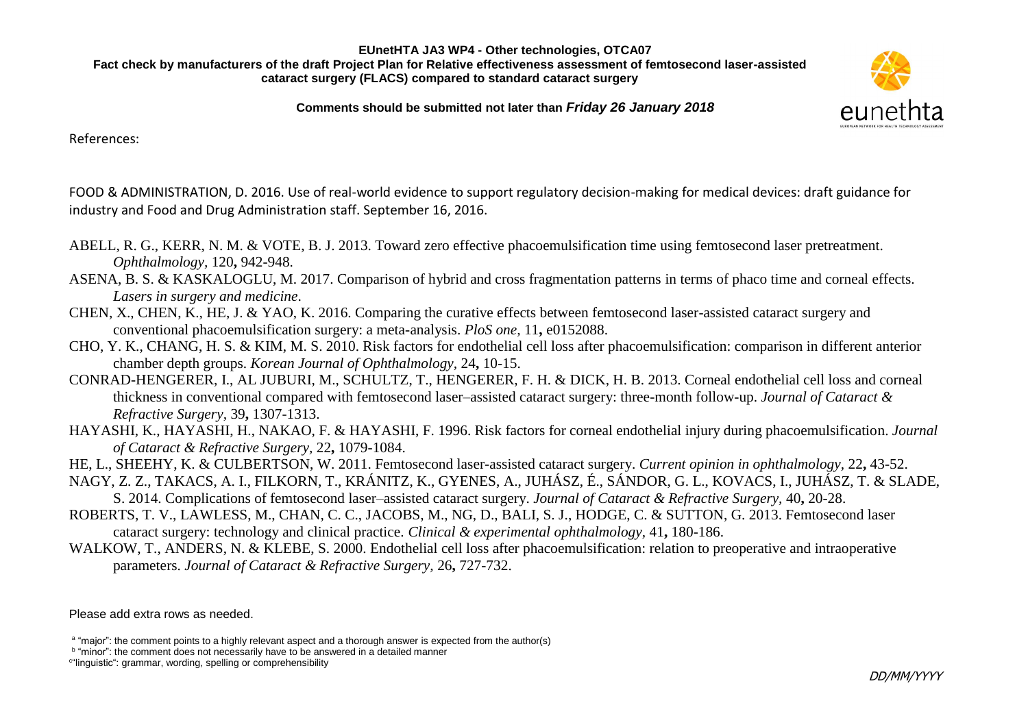References:

FOOD & ADMINISTRATION, D. 2016. Use of real-world evidence to support regulatory decision-making for medical devices: draft guidance for industry and Food and Drug Administration staff. September 16, 2016.

ABELL, R. G., KERR, N. M. & VOTE, B. J. 2013. Toward zero effective phacoemulsification time using femtosecond laser pretreatment. *Ophthalmology*, 120**,** 942-948.

ASENA, B. S. & KASKALOGLU, M. 2017. Comparison of hybrid and cross fragmentation patterns in terms of phaco time and corneal effects. *Lasers in surgery and medicine*.

CHEN, X., CHEN, K., HE, J. & YAO, K. 2016. Comparing the curative effects between femtosecond laser-assisted cataract surgery and conventional phacoemulsification surgery: a meta-analysis. *PloS one*, 11**,** e0152088.

CHO, Y. K., CHANG, H. S. & KIM, M. S. 2010. Risk factors for endothelial cell loss after phacoemulsification: comparison in different anterior chamber depth groups. *Korean Journal of Ophthalmology*, 24**,** 10-15.

CONRAD-HENGERER, I., AL JUBURI, M., SCHULTZ, T., HENGERER, F. H. & DICK, H. B. 2013. Corneal endothelial cell loss and corneal thickness in conventional compared with femtosecond laser–assisted cataract surgery: three-month follow-up. *Journal of Cataract & Refractive Surgery*, 39**,** 1307-1313.

HAYASHI, K., HAYASHI, H., NAKAO, F. & HAYASHI, F. 1996. Risk factors for corneal endothelial injury during phacoemulsification. *Journal of Cataract & Refractive Surgery*, 22**,** 1079-1084.

HE, L., SHEEHY, K. & CULBERTSON, W. 2011. Femtosecond laser-assisted cataract surgery. *Current opinion in ophthalmology*, 22**,** 43-52.

NAGY, Z. Z., TAKACS, A. I., FILKORN, T., KRÁNITZ, K., GYENES, A., JUHÁSZ, É., SÁNDOR, G. L., KOVACS, I., JUHÁSZ, T. & SLADE, S. 2014. Complications of femtosecond laser–assisted cataract surgery. *Journal of Cataract & Refractive Surgery*, 40**,** 20-28.

ROBERTS, T. V., LAWLESS, M., CHAN, C. C., JACOBS, M., NG, D., BALI, S. J., HODGE, C. & SUTTON, G. 2013. Femtosecond laser cataract surgery: technology and clinical practice. *Clinical & experimental ophthalmology*, 41**,** 180-186.

WALKOW, T., ANDERS, N. & KLEBE, S. 2000. Endothelial cell loss after phacoemulsification: relation to preoperative and intraoperative parameters. *Journal of Cataract & Refractive Surgery*, 26**,** 727-732.

Please add extra rows as needed.

[a] "major": the comment points to a highly relevant aspect and a thorough answer is expected from the author(s)

[b] "minor": the comment does not necessarily have to be answered in a detailed manner

[c] "linguistic": grammar, wording, spelling or comprehensibility